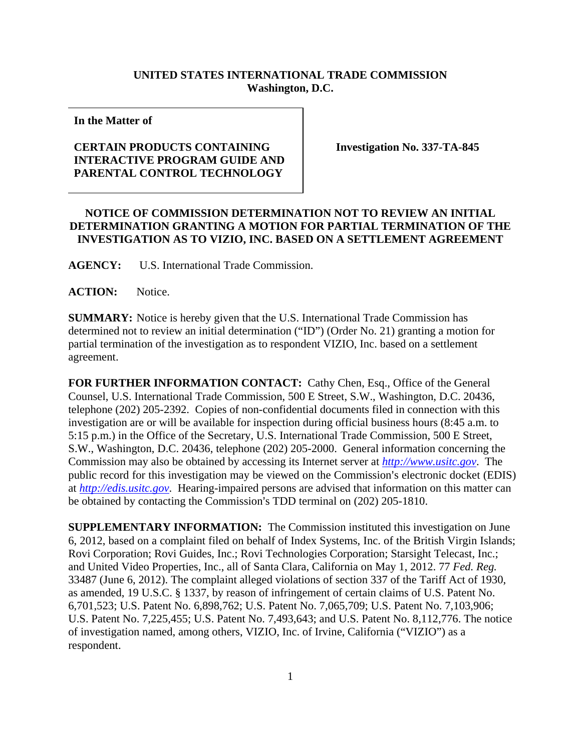**UNITED STATES INTERNATIONAL TRADE COMMISSION**
**Washington, D.C.**

**In the Matter of**

**CERTAIN PRODUCTS CONTAINING INTERACTIVE PROGRAM GUIDE AND PARENTAL CONTROL TECHNOLOGY**

**Investigation No. 337-TA-845**

**NOTICE OF COMMISSION DETERMINATION NOT TO REVIEW AN INITIAL DETERMINATION GRANTING A MOTION FOR PARTIAL TERMINATION OF THE INVESTIGATION AS TO VIZIO, INC. BASED ON A SETTLEMENT AGREEMENT**

**AGENCY:** U.S. International Trade Commission.

**ACTION:** Notice.

**SUMMARY:** Notice is hereby given that the U.S. International Trade Commission has determined not to review an initial determination ("ID") (Order No. 21) granting a motion for partial termination of the investigation as to respondent VIZIO, Inc. based on a settlement agreement.

**FOR FURTHER INFORMATION CONTACT:** Cathy Chen, Esq., Office of the General Counsel, U.S. International Trade Commission, 500 E Street, S.W., Washington, D.C. 20436, telephone (202) 205-2392. Copies of non-confidential documents filed in connection with this investigation are or will be available for inspection during official business hours (8:45 a.m. to 5:15 p.m.) in the Office of the Secretary, U.S. International Trade Commission, 500 E Street, S.W., Washington, D.C. 20436, telephone (202) 205-2000. General information concerning the Commission may also be obtained by accessing its Internet server at *http://www.usitc.gov*. The public record for this investigation may be viewed on the Commission's electronic docket (EDIS) at *http://edis.usitc.gov*. Hearing-impaired persons are advised that information on this matter can be obtained by contacting the Commission's TDD terminal on (202) 205-1810.

**SUPPLEMENTARY INFORMATION:** The Commission instituted this investigation on June 6, 2012, based on a complaint filed on behalf of Index Systems, Inc. of the British Virgin Islands; Rovi Corporation; Rovi Guides, Inc.; Rovi Technologies Corporation; Starsight Telecast, Inc.; and United Video Properties, Inc., all of Santa Clara, California on May 1, 2012. 77 *Fed. Reg.* 33487 (June 6, 2012). The complaint alleged violations of section 337 of the Tariff Act of 1930, as amended, 19 U.S.C. § 1337, by reason of infringement of certain claims of U.S. Patent No. 6,701,523; U.S. Patent No. 6,898,762; U.S. Patent No. 7,065,709; U.S. Patent No. 7,103,906; U.S. Patent No. 7,225,455; U.S. Patent No. 7,493,643; and U.S. Patent No. 8,112,776. The notice of investigation named, among others, VIZIO, Inc. of Irvine, California ("VIZIO") as a respondent.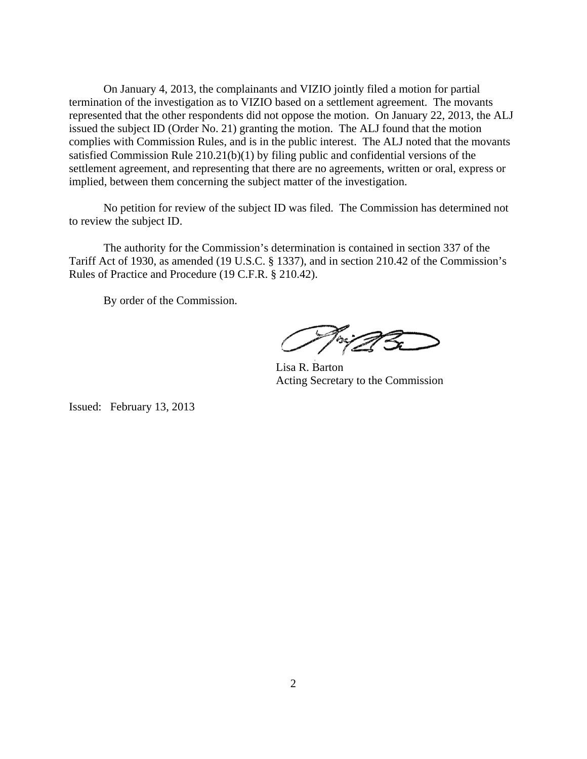On January 4, 2013, the complainants and VIZIO jointly filed a motion for partial termination of the investigation as to VIZIO based on a settlement agreement. The movants represented that the other respondents did not oppose the motion. On January 22, 2013, the ALJ issued the subject ID (Order No. 21) granting the motion. The ALJ found that the motion complies with Commission Rules, and is in the public interest. The ALJ noted that the movants satisfied Commission Rule 210.21(b)(1) by filing public and confidential versions of the settlement agreement, and representing that there are no agreements, written or oral, express or implied, between them concerning the subject matter of the investigation.

No petition for review of the subject ID was filed. The Commission has determined not to review the subject ID.

The authority for the Commission's determination is contained in section 337 of the Tariff Act of 1930, as amended (19 U.S.C. § 1337), and in section 210.42 of the Commission's Rules of Practice and Procedure (19 C.F.R. § 210.42).

By order of the Commission.

Lisa R. Barton
Acting Secretary to the Commission

Issued: February 13, 2013